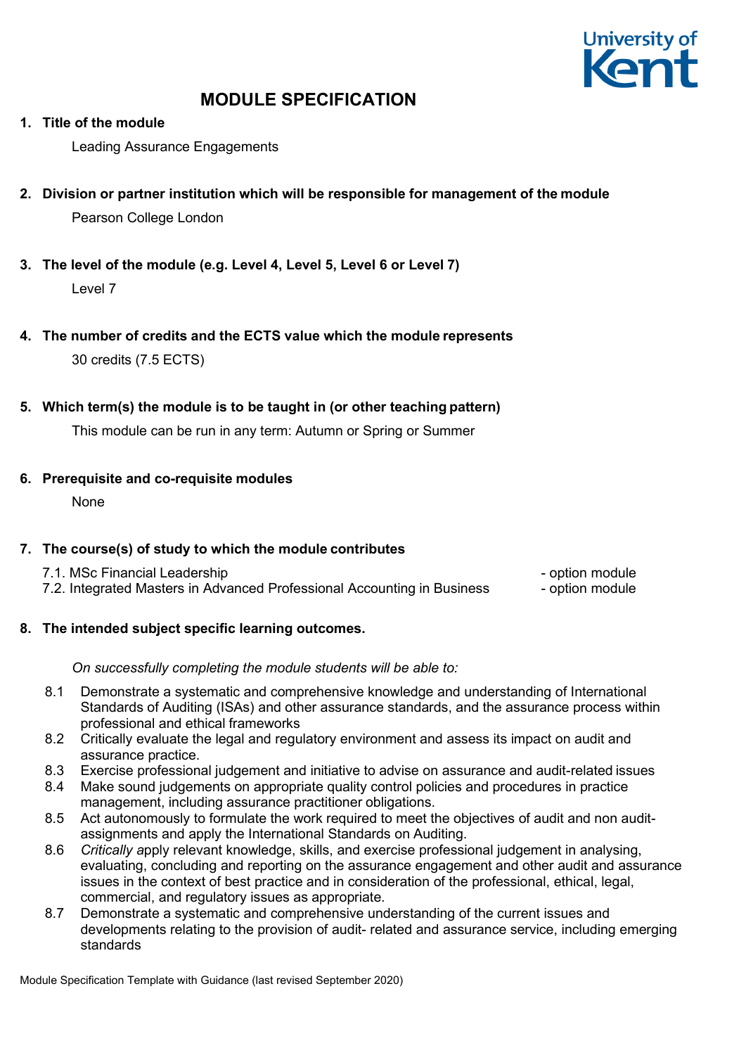# MODULE SPECIFICATION

**1. Title of the module**

Leading Assurance Engagements

**2. Division or partner institution which will be responsible for management of the module**

Pearson College London

**3. The level of the module (e.g. Level 4, Level 5, Level 6 or Level 7)**

Level 7

**4. The number of credits and the ECTS value which the module represents**

30 credits (7.5 ECTS)

**5. Which term(s) the module is to be taught in (or other teaching pattern)**

This module can be run in any term: Autumn or Spring or Summer

**6. Prerequisite and co-requisite modules**

None

**7. The course(s) of study to which the module contributes**

7.1. MSc Financial Leadership - option module
7.2. Integrated Masters in Advanced Professional Accounting in Business - option module

**8. The intended subject specific learning outcomes.**

*On successfully completing the module students will be able to:*

8.1 Demonstrate a systematic and comprehensive knowledge and understanding of International Standards of Auditing (ISAs) and other assurance standards, and the assurance process within professional and ethical frameworks

8.2 Critically evaluate the legal and regulatory environment and assess its impact on audit and assurance practice.

8.3 Exercise professional judgement and initiative to advise on assurance and audit-related issues

8.4 Make sound judgements on appropriate quality control policies and procedures in practice management, including assurance practitioner obligations.

8.5 Act autonomously to formulate the work required to meet the objectives of audit and non audit-assignments and apply the International Standards on Auditing.

8.6 *Critically a*pply relevant knowledge, skills, and exercise professional judgement in analysing, evaluating, concluding and reporting on the assurance engagement and other audit and assurance issues in the context of best practice and in consideration of the professional, ethical, legal, commercial, and regulatory issues as appropriate.

8.7 Demonstrate a systematic and comprehensive understanding of the current issues and developments relating to the provision of audit- related and assurance service, including emerging standards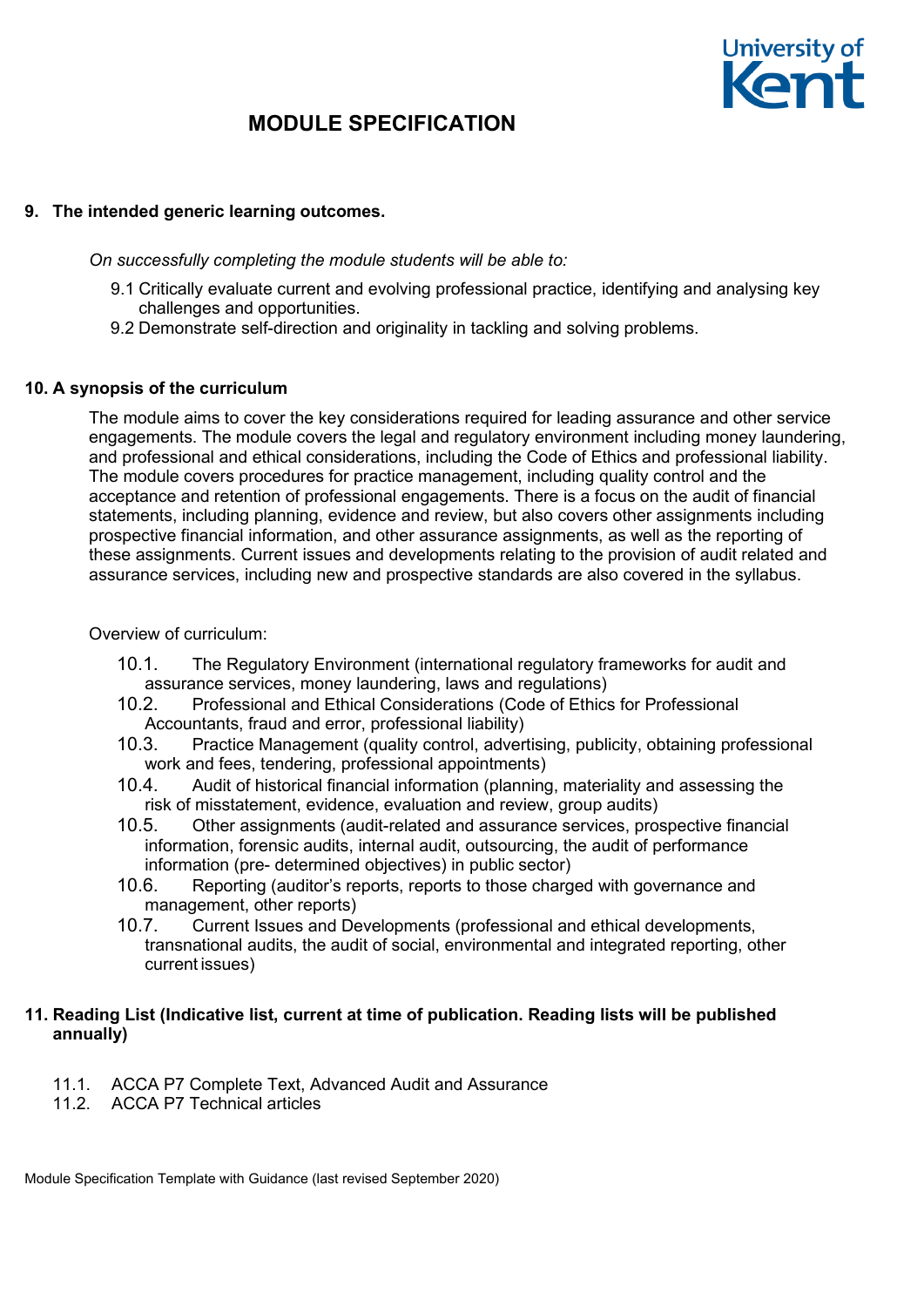# MODULE SPECIFICATION

## 9. The intended generic learning outcomes.

*On successfully completing the module students will be able to:*

9.1 Critically evaluate current and evolving professional practice, identifying and analysing key challenges and opportunities.

9.2 Demonstrate self-direction and originality in tackling and solving problems.

## 10. A synopsis of the curriculum

The module aims to cover the key considerations required for leading assurance and other service engagements. The module covers the legal and regulatory environment including money laundering, and professional and ethical considerations, including the Code of Ethics and professional liability. The module covers procedures for practice management, including quality control and the acceptance and retention of professional engagements. There is a focus on the audit of financial statements, including planning, evidence and review, but also covers other assignments including prospective financial information, and other assurance assignments, as well as the reporting of these assignments. Current issues and developments relating to the provision of audit related and assurance services, including new and prospective standards are also covered in the syllabus.

Overview of curriculum:

10.1. The Regulatory Environment (international regulatory frameworks for audit and assurance services, money laundering, laws and regulations)

10.2. Professional and Ethical Considerations (Code of Ethics for Professional Accountants, fraud and error, professional liability)

10.3. Practice Management (quality control, advertising, publicity, obtaining professional work and fees, tendering, professional appointments)

10.4. Audit of historical financial information (planning, materiality and assessing the risk of misstatement, evidence, evaluation and review, group audits)

10.5. Other assignments (audit-related and assurance services, prospective financial information, forensic audits, internal audit, outsourcing, the audit of performance information (pre- determined objectives) in public sector)

10.6. Reporting (auditor's reports, reports to those charged with governance and management, other reports)

10.7. Current Issues and Developments (professional and ethical developments, transnational audits, the audit of social, environmental and integrated reporting, other current issues)

## 11. Reading List (Indicative list, current at time of publication. Reading lists will be published annually)

11.1. ACCA P7 Complete Text, Advanced Audit and Assurance

11.2. ACCA P7 Technical articles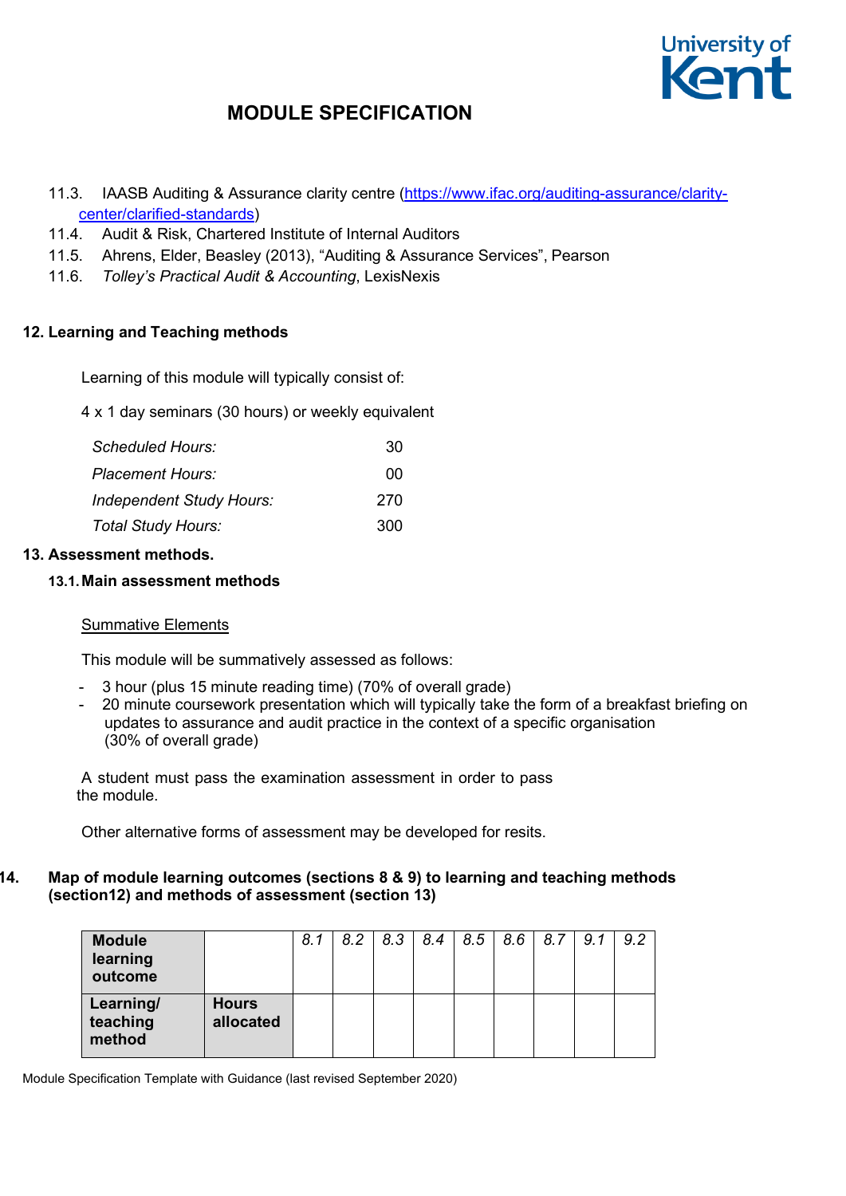11.3. IAASB Auditing & Assurance clarity centre ([https://www.ifac.org/auditing-assurance/clarity-center/clarified-standards](https://www.ifac.org/auditing-assurance/clarity-center/clarified-standards))

11.4. Audit & Risk, Chartered Institute of Internal Auditors

11.5. Ahrens, Elder, Beasley (2013), "Auditing & Assurance Services", Pearson

11.6. *Tolley's Practical Audit & Accounting*, LexisNexis

### 12. Learning and Teaching methods

Learning of this module will typically consist of:

4 x 1 day seminars (30 hours) or weekly equivalent

| | |
|---|---|
| *Scheduled Hours:* | 30 |
| *Placement Hours:* | 00 |
| *Independent Study Hours:* | 270 |
| *Total Study Hours:* | 300 |

### 13. Assessment methods.

#### 13.1. Main assessment methods

<u>Summative Elements</u>

This module will be summatively assessed as follows:

- 3 hour (plus 15 minute reading time) (70% of overall grade)
- 20 minute coursework presentation which will typically take the form of a breakfast briefing on updates to assurance and audit practice in the context of a specific organisation (30% of overall grade)

A student must pass the examination assessment in order to pass the module.

Other alternative forms of assessment may be developed for resits.

### 14. Map of module learning outcomes (sections 8 & 9) to learning and teaching methods (section12) and methods of assessment (section 13)

| **Module learning outcome** | | *8.1* | *8.2* | *8.3* | *8.4* | *8.5* | *8.6* | *8.7* | *9.1* | *9.2* |
|---|---|---|---|---|---|---|---|---|---|---|
| **Learning/ teaching method** | **Hours allocated** | | | | | | | | | |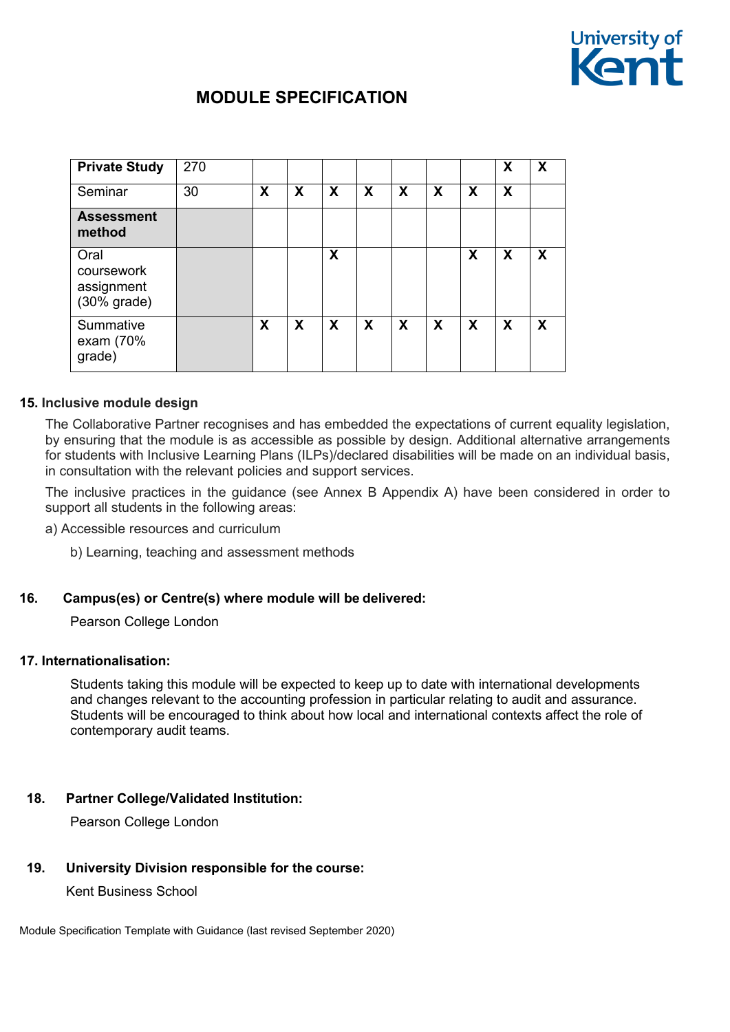# MODULE SPECIFICATION

| | | | | | | | | | | |
|---|---|---|---|---|---|---|---|---|---|---|
| **Private Study** | 270 | | | | | | | | **X** | **X** |
| Seminar | 30 | **X** | **X** | **X** | **X** | **X** | **X** | **X** | **X** | |
| **Assessment method** | | | | | | | | | | |
| Oral coursework assignment (30% grade) | | | | **X** | | | | **X** | **X** | **X** |
| Summative exam (70% grade) | | **X** | **X** | **X** | **X** | **X** | **X** | **X** | **X** | **X** |

**15. Inclusive module design**

The Collaborative Partner recognises and has embedded the expectations of current equality legislation, by ensuring that the module is as accessible as possible by design. Additional alternative arrangements for students with Inclusive Learning Plans (ILPs)/declared disabilities will be made on an individual basis, in consultation with the relevant policies and support services.

The inclusive practices in the guidance (see Annex B Appendix A) have been considered in order to support all students in the following areas:

a) Accessible resources and curriculum

b) Learning, teaching and assessment methods

**16. Campus(es) or Centre(s) where module will be delivered:**

Pearson College London

**17. Internationalisation:**

Students taking this module will be expected to keep up to date with international developments and changes relevant to the accounting profession in particular relating to audit and assurance. Students will be encouraged to think about how local and international contexts affect the role of contemporary audit teams.

**18. Partner College/Validated Institution:**

Pearson College London

**19. University Division responsible for the course:**

Kent Business School

Module Specification Template with Guidance (last revised September 2020)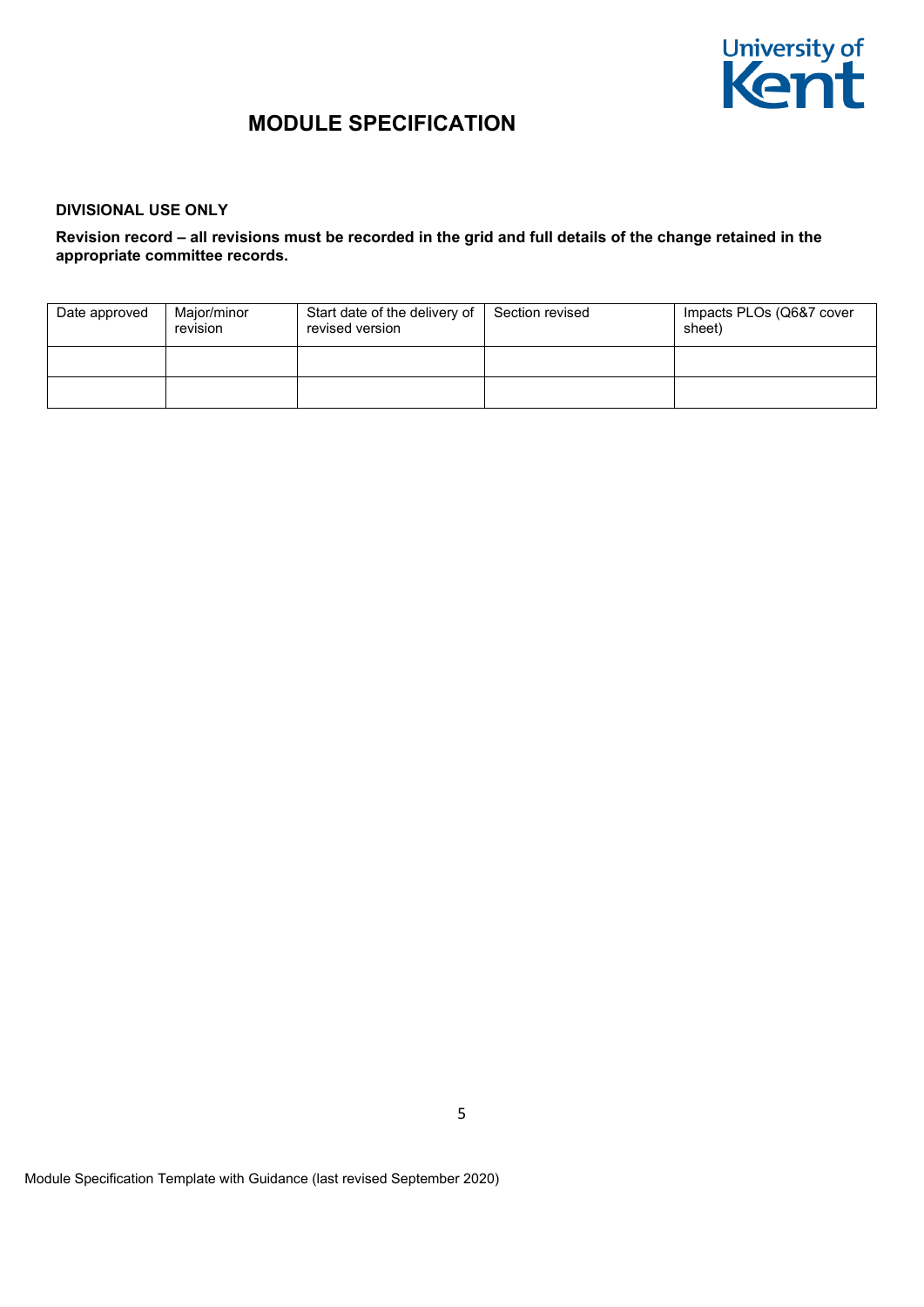# MODULE SPECIFICATION

**DIVISIONAL USE ONLY**

**Revision record – all revisions must be recorded in the grid and full details of the change retained in the appropriate committee records.**

| Date approved | Major/minor revision | Start date of the delivery of revised version | Section revised | Impacts PLOs (Q6&7 cover sheet) |
|---|---|---|---|---|
| | | | | |
| | | | | |

Module Specification Template with Guidance (last revised September 2020)